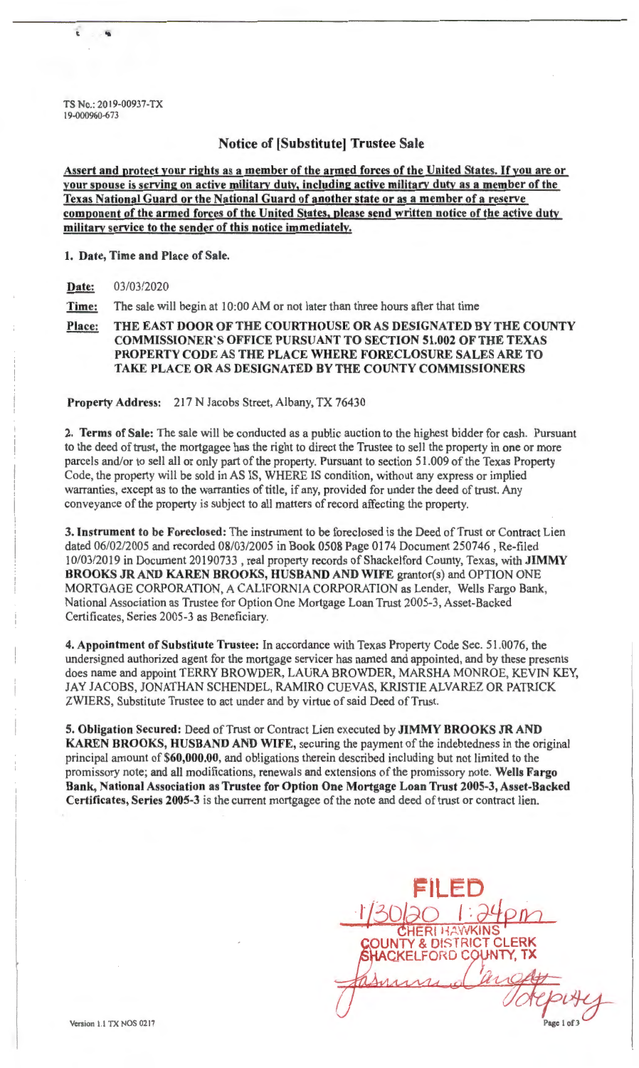TS No.: 2019-00937-TX
19-000960-673

## Notice of [Substitute] Trustee Sale

**Assert and protect your rights as a member of the armed forces of the United States. If you are or your spouse is serving on active military duty, including active military duty as a member of the Texas National Guard or the National Guard of another state or as a member of a reserve component of the armed forces of the United States, please send written notice of the active duty military service to the sender of this notice immediately.**

**1. Date, Time and Place of Sale.**

**Date:** 03/03/2020

**Time:** The sale will begin at 10:00 AM or not later than three hours after that time

**Place:** **THE EAST DOOR OF THE COURTHOUSE OR AS DESIGNATED BY THE COUNTY COMMISSIONER'S OFFICE PURSUANT TO SECTION 51.002 OF THE TEXAS PROPERTY CODE AS THE PLACE WHERE FORECLOSURE SALES ARE TO TAKE PLACE OR AS DESIGNATED BY THE COUNTY COMMISSIONERS**

**Property Address:** 217 N Jacobs Street, Albany, TX 76430

**2. Terms of Sale:** The sale will be conducted as a public auction to the highest bidder for cash. Pursuant to the deed of trust, the mortgagee has the right to direct the Trustee to sell the property in one or more parcels and/or to sell all or only part of the property. Pursuant to section 51.009 of the Texas Property Code, the property will be sold in AS IS, WHERE IS condition, without any express or implied warranties, except as to the warranties of title, if any, provided for under the deed of trust. Any conveyance of the property is subject to all matters of record affecting the property.

**3. Instrument to be Foreclosed:** The instrument to be foreclosed is the Deed of Trust or Contract Lien dated 06/02/2005 and recorded 08/03/2005 in Book 0508 Page 0174 Document 250746 , Re-filed 10/03/2019 in Document 20190733 , real property records of Shackelford County, Texas, with **JIMMY BROOKS JR AND KAREN BROOKS, HUSBAND AND WIFE** grantor(s) and OPTION ONE MORTGAGE CORPORATION, A CALIFORNIA CORPORATION as Lender, Wells Fargo Bank, National Association as Trustee for Option One Mortgage Loan Trust 2005-3, Asset-Backed Certificates, Series 2005-3 as Beneficiary.

**4. Appointment of Substitute Trustee:** In accordance with Texas Property Code Sec. 51.0076, the undersigned authorized agent for the mortgage servicer has named and appointed, and by these presents does name and appoint TERRY BROWDER, LAURA BROWDER, MARSHA MONROE, KEVIN KEY, JAY JACOBS, JONATHAN SCHENDEL, RAMIRO CUEVAS, KRISTIE ALVAREZ OR PATRICK ZWIERS, Substitute Trustee to act under and by virtue of said Deed of Trust.

**5. Obligation Secured:** Deed of Trust or Contract Lien executed by **JIMMY BROOKS JR AND KAREN BROOKS, HUSBAND AND WIFE,** securing the payment of the indebtedness in the original principal amount of **$60,000.00**, and obligations therein described including but not limited to the promissory note; and all modifications, renewals and extensions of the promissory note. **Wells Fargo Bank, National Association as Trustee for Option One Mortgage Loan Trust 2005-3, Asset-Backed Certificates, Series 2005-3** is the current mortgagee of the note and deed of trust or contract lien.

FILED
1/30/20 1:24pm
CHERI HAWKINS
COUNTY & DISTRICT CLERK
SHACKELFORD COUNTY, TX
Deputy

Version 1.1 TX NOS 0217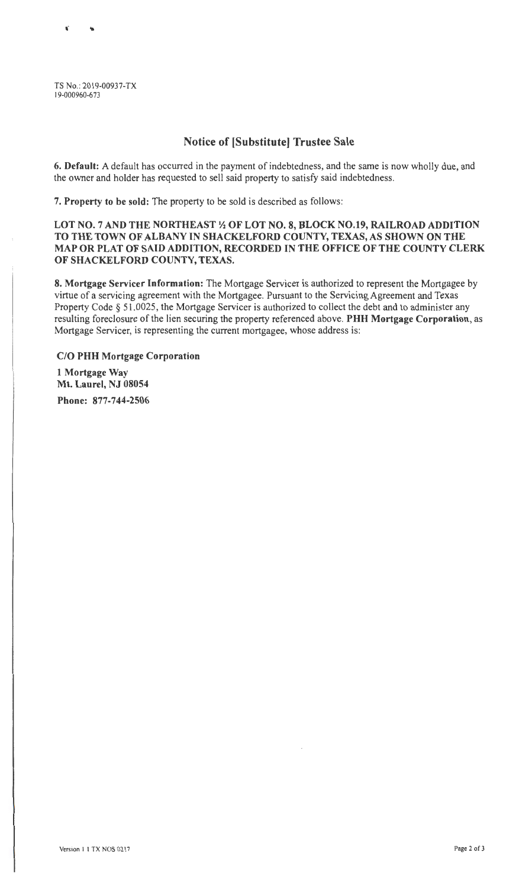TS No.: 2019-00937-TX
19-000960-673

## Notice of [Substitute] Trustee Sale

**6. Default:** A default has occurred in the payment of indebtedness, and the same is now wholly due, and the owner and holder has requested to sell said property to satisfy said indebtedness.

**7. Property to be sold:** The property to be sold is described as follows:

**LOT NO. 7 AND THE NORTHEAST ½ OF LOT NO. 8, BLOCK NO.19, RAILROAD ADDITION TO THE TOWN OF ALBANY IN SHACKELFORD COUNTY, TEXAS, AS SHOWN ON THE MAP OR PLAT OF SAID ADDITION, RECORDED IN THE OFFICE OF THE COUNTY CLERK OF SHACKELFORD COUNTY, TEXAS.**

**8. Mortgage Servicer Information:** The Mortgage Servicer is authorized to represent the Mortgagee by virtue of a servicing agreement with the Mortgagee. Pursuant to the Servicing Agreement and Texas Property Code § 51.0025, the Mortgage Servicer is authorized to collect the debt and to administer any resulting foreclosure of the lien securing the property referenced above. **PHH Mortgage Corporation**, as Mortgage Servicer, is representing the current mortgagee, whose address is:

**C/O PHH Mortgage Corporation**

**1 Mortgage Way**
**Mt. Laurel, NJ 08054**

**Phone: 877-744-2506**

Version 1.1 TX NOS 0217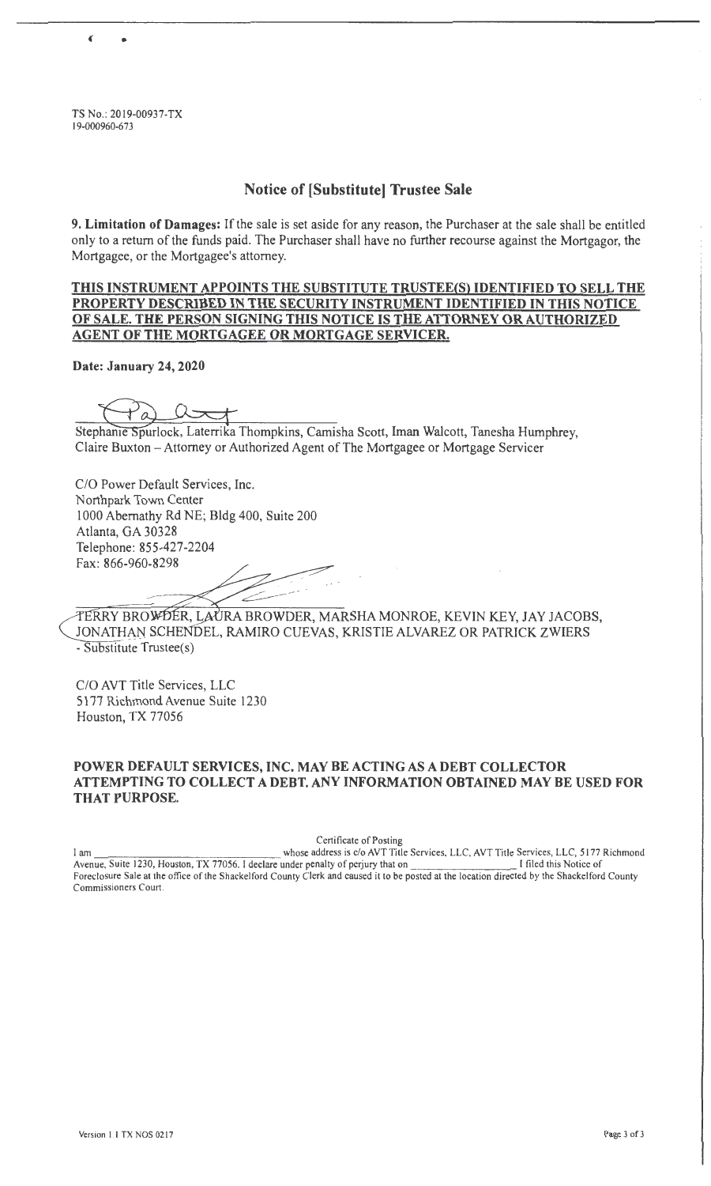TS No.: 2019-00937-TX
19-000960-673

## Notice of [Substitute] Trustee Sale

**9. Limitation of Damages:** If the sale is set aside for any reason, the Purchaser at the sale shall be entitled only to a return of the funds paid. The Purchaser shall have no further recourse against the Mortgagor, the Mortgagee, or the Mortgagee's attorney.

**THIS INSTRUMENT APPOINTS THE SUBSTITUTE TRUSTEE(S) IDENTIFIED TO SELL THE PROPERTY DESCRIBED IN THE SECURITY INSTRUMENT IDENTIFIED IN THIS NOTICE OF SALE. THE PERSON SIGNING THIS NOTICE IS THE ATTORNEY OR AUTHORIZED AGENT OF THE MORTGAGEE OR MORTGAGE SERVICER.**

**Date: January 24, 2020**

Stephanie Spurlock, Laterrika Thompkins, Camisha Scott, Iman Walcott, Tanesha Humphrey, Claire Buxton – Attorney or Authorized Agent of The Mortgagee or Mortgage Servicer

C/O Power Default Services, Inc.
Northpark Town Center
1000 Abernathy Rd NE; Bldg 400, Suite 200
Atlanta, GA 30328
Telephone: 855-427-2204
Fax: 866-960-8298

TERRY BROWDER, LAURA BROWDER, MARSHA MONROE, KEVIN KEY, JAY JACOBS, JONATHAN SCHENDEL, RAMIRO CUEVAS, KRISTIE ALVAREZ OR PATRICK ZWIERS - Substitute Trustee(s)

C/O AVT Title Services, LLC
5177 Richmond Avenue Suite 1230
Houston, TX 77056

**POWER DEFAULT SERVICES, INC. MAY BE ACTING AS A DEBT COLLECTOR ATTEMPTING TO COLLECT A DEBT. ANY INFORMATION OBTAINED MAY BE USED FOR THAT PURPOSE.**

Certificate of Posting

I am ____________________ whose address is c/o AVT Title Services, LLC, AVT Title Services, LLC, 5177 Richmond Avenue, Suite 1230, Houston, TX 77056. I declare under penalty of perjury that on ____________________ I filed this Notice of Foreclosure Sale at the office of the Shackelford County Clerk and caused it to be posted at the location directed by the Shackelford County Commissioners Court.

Version 1.1 TX NOS 0217